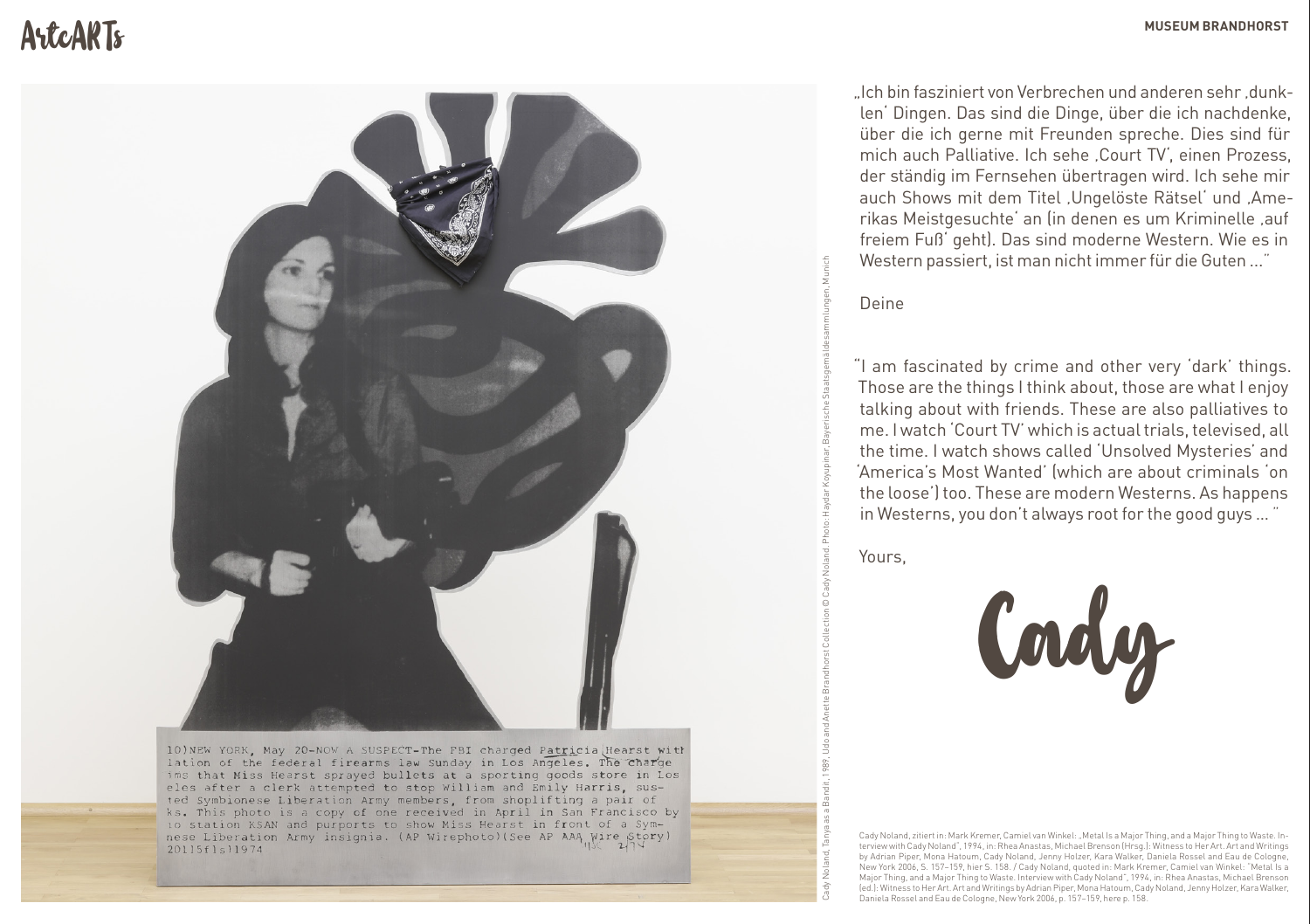„Ich bin fasziniert von Verbrechen und anderen sehr ‚dunklen' Dingen. Das sind die Dinge, über die ich nachdenke, über die ich gerne mit Freunden spreche. Dies sind für mich auch Palliative. Ich sehe ‚Court TV', einen Prozess, der ständig im Fernsehen übertragen wird. Ich sehe mir auch Shows mit dem Titel ‚Ungelöste Rätsel' und ‚Amerikas Meistgesuchte' an (in denen es um Kriminelle ‚auf freiem Fuß' geht). Das sind moderne Western. Wie es in Western passiert, ist man nicht immer für die Guten ..."

Deine

"I am fascinated by crime and other very 'dark' things. Those are the things I think about, those are what I enjoy talking about with friends. These are also palliatives to me. I watch 'Court TV' which is actual trials, televised, all the time. I watch shows called 'Unsolved Mysteries' and 'America's Most Wanted' (which are about criminals 'on the loose') too. These are modern Westerns. As happens in Westerns, you don't always root for the good guys ... "

Yours,

Cady

Cady Noland, Tanya as a Bandit, 1989, Udo and Anette Brandhorst Collection © Cady Noland. Photo: Haydar Koyupinar, Bayerische Staatsgemäldesammlungen, Munich

Cady Noland, zitiert in: Mark Kremer, Camiel van Winkel: „Metal Is a Major Thing, and a Major Thing to Waste. Interview with Cady Noland", 1994, in: Rhea Anastas, Michael Brenson (Hrsg.): Witness to Her Art. Art and Writings by Adrian Piper, Mona Hatoum, Cady Noland, Jenny Holzer, Kara Walker, Daniela Rossel and Eau de Cologne, New York 2006, S. 157–159, hier S. 158. / Cady Noland, quoted in: Mark Kremer, Camiel van Winkel: "Metal Is a Major Thing, and a Major Thing to Waste. Interview with Cady Noland", 1994, in: Rhea Anastas, Michael Brenson (ed.): Witness to Her Art. Art and Writings by Adrian Piper, Mona Hatoum, Cady Noland, Jenny Holzer, Kara Walker, Daniela Rossel and Eau de Cologne, New York 2006, p. 157–159, here p. 158.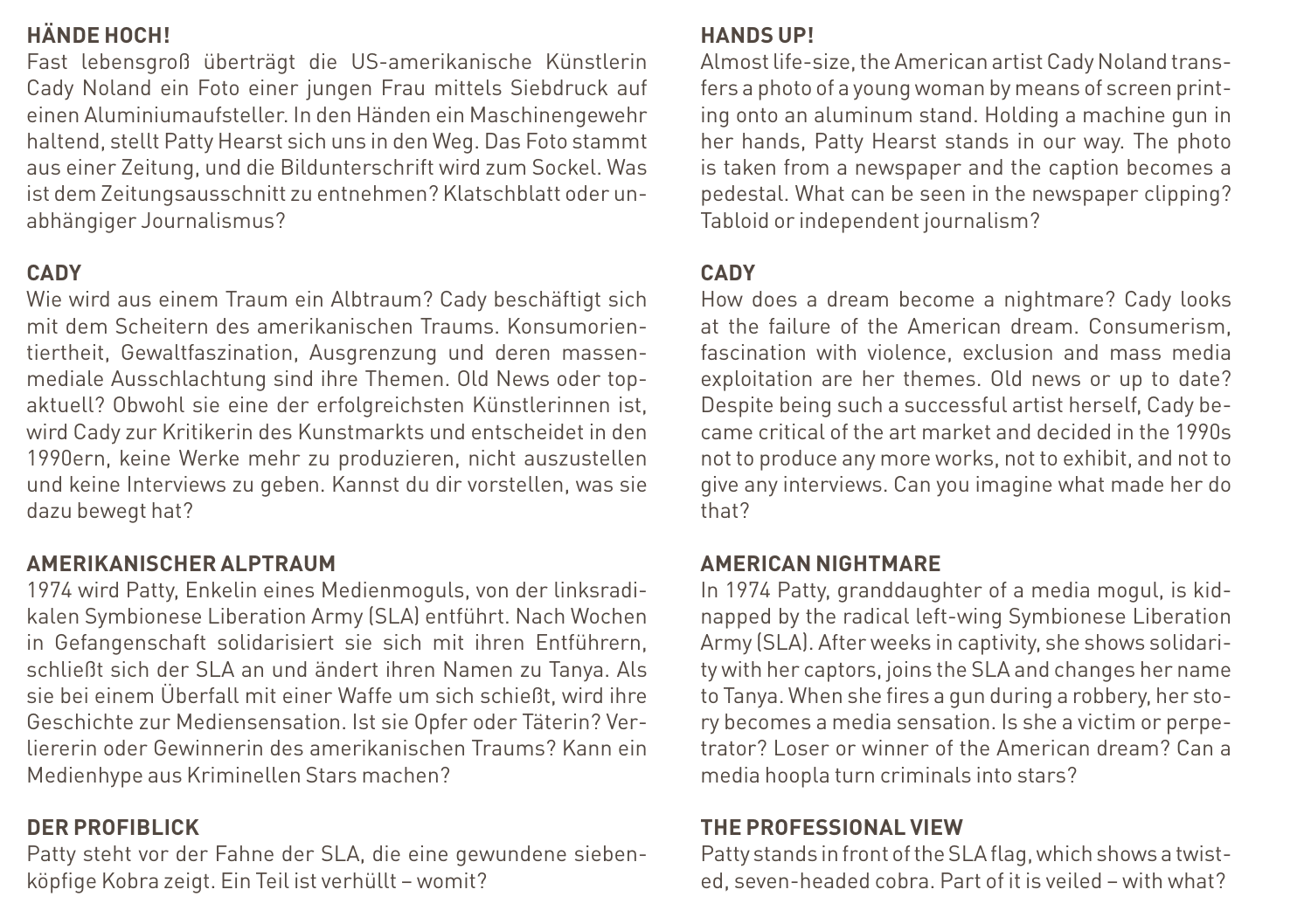## HÄNDE HOCH!

Fast lebensgroß überträgt die US-amerikanische Künstlerin Cady Noland ein Foto einer jungen Frau mittels Siebdruck auf einen Aluminiumaufsteller. In den Händen ein Maschinengewehr haltend, stellt Patty Hearst sich uns in den Weg. Das Foto stammt aus einer Zeitung, und die Bildunterschrift wird zum Sockel. Was ist dem Zeitungsausschnitt zu entnehmen? Klatschblatt oder unabhängiger Journalismus?

## CADY

Wie wird aus einem Traum ein Albtraum? Cady beschäftigt sich mit dem Scheitern des amerikanischen Traums. Konsumorientiertheit, Gewaltfaszination, Ausgrenzung und deren massenmediale Ausschlachtung sind ihre Themen. Old News oder topaktuell? Obwohl sie eine der erfolgreichsten Künstlerinnen ist, wird Cady zur Kritikerin des Kunstmarkts und entscheidet in den 1990ern, keine Werke mehr zu produzieren, nicht auszustellen und keine Interviews zu geben. Kannst du dir vorstellen, was sie dazu bewegt hat?

## AMERIKANISCHER ALPTRAUM

1974 wird Patty, Enkelin eines Medienmoguls, von der linksradikalen Symbionese Liberation Army (SLA) entführt. Nach Wochen in Gefangenschaft solidarisiert sie sich mit ihren Entführern, schließt sich der SLA an und ändert ihren Namen zu Tanya. Als sie bei einem Überfall mit einer Waffe um sich schießt, wird ihre Geschichte zur Mediensensation. Ist sie Opfer oder Täterin? Verliererin oder Gewinnerin des amerikanischen Traums? Kann ein Medienhype aus Kriminellen Stars machen?

## DER PROFIBLICK

Patty steht vor der Fahne der SLA, die eine gewundene siebenköpfige Kobra zeigt. Ein Teil ist verhüllt – womit?

## HANDS UP!

Almost life-size, the American artist Cady Noland transfers a photo of a young woman by means of screen printing onto an aluminum stand. Holding a machine gun in her hands, Patty Hearst stands in our way. The photo is taken from a newspaper and the caption becomes a pedestal. What can be seen in the newspaper clipping? Tabloid or independent journalism?

## CADY

How does a dream become a nightmare? Cady looks at the failure of the American dream. Consumerism, fascination with violence, exclusion and mass media exploitation are her themes. Old news or up to date? Despite being such a successful artist herself, Cady became critical of the art market and decided in the 1990s not to produce any more works, not to exhibit, and not to give any interviews. Can you imagine what made her do that?

## AMERICAN NIGHTMARE

In 1974 Patty, granddaughter of a media mogul, is kidnapped by the radical left-wing Symbionese Liberation Army (SLA). After weeks in captivity, she shows solidarity with her captors, joins the SLA and changes her name to Tanya. When she fires a gun during a robbery, her story becomes a media sensation. Is she a victim or perpetrator? Loser or winner of the American dream? Can a media hoopla turn criminals into stars?

## THE PROFESSIONAL VIEW

Patty stands in front of the SLA flag, which shows a twisted, seven-headed cobra. Part of it is veiled – with what?